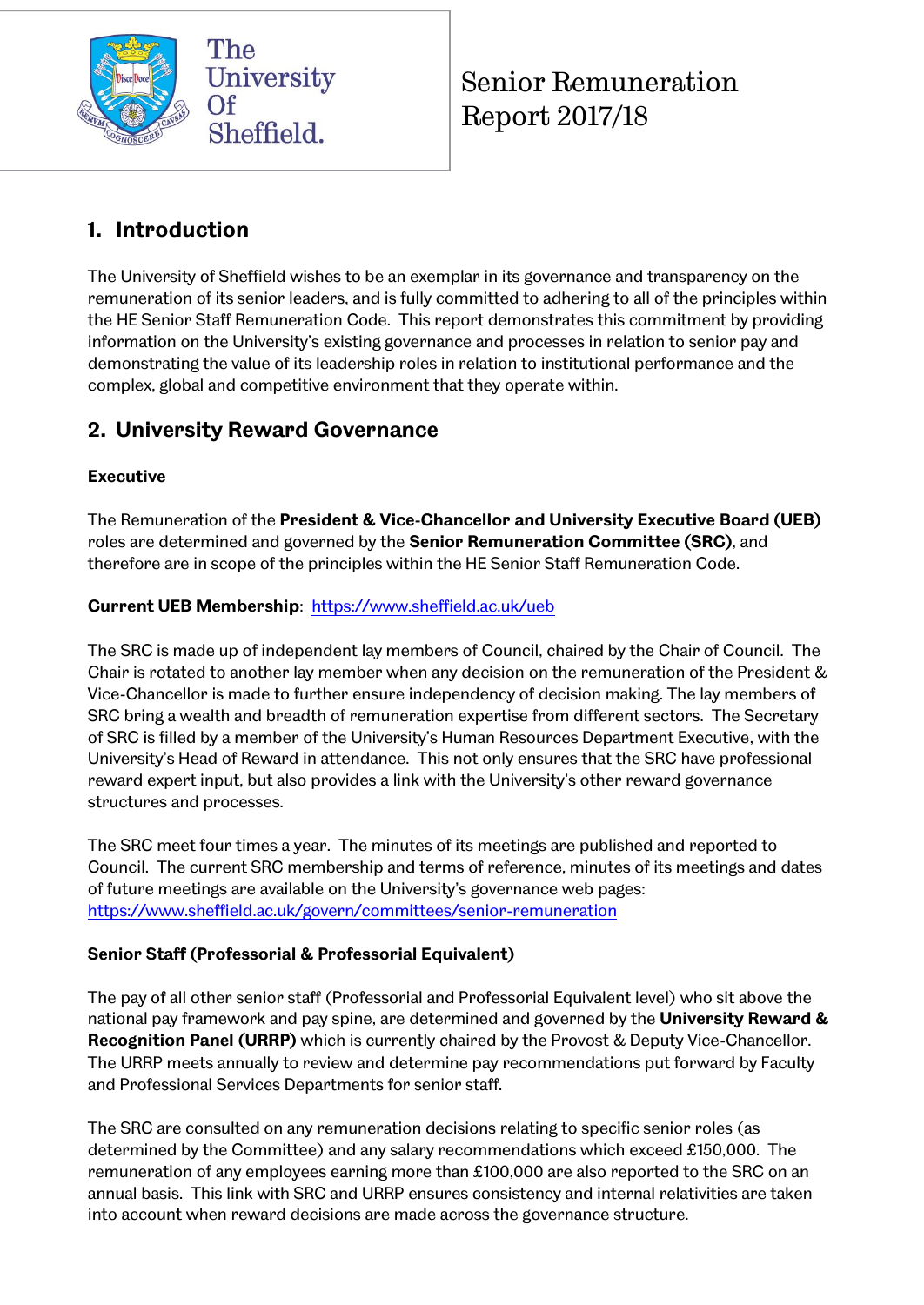The University Of Sheffield.

# Senior Remuneration Report 2017/18

## 1. Introduction

The University of Sheffield wishes to be an exemplar in its governance and transparency on the remuneration of its senior leaders, and is fully committed to adhering to all of the principles within the HE Senior Staff Remuneration Code. This report demonstrates this commitment by providing information on the University's existing governance and processes in relation to senior pay and demonstrating the value of its leadership roles in relation to institutional performance and the complex, global and competitive environment that they operate within.

## 2. University Reward Governance

### Executive

The Remuneration of the **President & Vice-Chancellor and University Executive Board (UEB)** roles are determined and governed by the **Senior Remuneration Committee (SRC)**, and therefore are in scope of the principles within the HE Senior Staff Remuneration Code.

**Current UEB Membership**: https://www.sheffield.ac.uk/ueb

The SRC is made up of independent lay members of Council, chaired by the Chair of Council. The Chair is rotated to another lay member when any decision on the remuneration of the President & Vice-Chancellor is made to further ensure independency of decision making. The lay members of SRC bring a wealth and breadth of remuneration expertise from different sectors. The Secretary of SRC is filled by a member of the University's Human Resources Department Executive, with the University's Head of Reward in attendance. This not only ensures that the SRC have professional reward expert input, but also provides a link with the University's other reward governance structures and processes.

The SRC meet four times a year. The minutes of its meetings are published and reported to Council. The current SRC membership and terms of reference, minutes of its meetings and dates of future meetings are available on the University's governance web pages: https://www.sheffield.ac.uk/govern/committees/senior-remuneration

### Senior Staff (Professorial & Professorial Equivalent)

The pay of all other senior staff (Professorial and Professorial Equivalent level) who sit above the national pay framework and pay spine, are determined and governed by the **University Reward & Recognition Panel (URRP)** which is currently chaired by the Provost & Deputy Vice-Chancellor. The URRP meets annually to review and determine pay recommendations put forward by Faculty and Professional Services Departments for senior staff.

The SRC are consulted on any remuneration decisions relating to specific senior roles (as determined by the Committee) and any salary recommendations which exceed £150,000. The remuneration of any employees earning more than £100,000 are also reported to the SRC on an annual basis. This link with SRC and URRP ensures consistency and internal relativities are taken into account when reward decisions are made across the governance structure.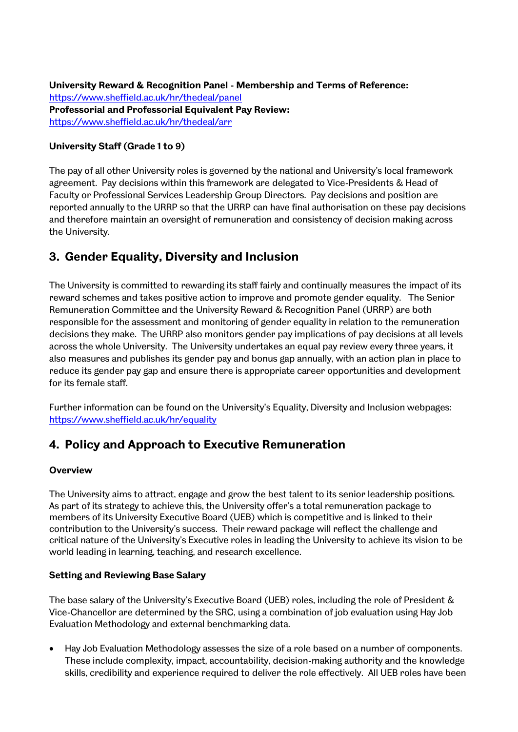**University Reward & Recognition Panel - Membership and Terms of Reference:**
https://www.sheffield.ac.uk/hr/thedeal/panel
**Professorial and Professorial Equivalent Pay Review:**
https://www.sheffield.ac.uk/hr/thedeal/arr

**University Staff (Grade 1 to 9)**

The pay of all other University roles is governed by the national and University's local framework agreement. Pay decisions within this framework are delegated to Vice-Presidents & Head of Faculty or Professional Services Leadership Group Directors. Pay decisions and position are reported annually to the URRP so that the URRP can have final authorisation on these pay decisions and therefore maintain an oversight of remuneration and consistency of decision making across the University.

## 3. Gender Equality, Diversity and Inclusion

The University is committed to rewarding its staff fairly and continually measures the impact of its reward schemes and takes positive action to improve and promote gender equality. The Senior Remuneration Committee and the University Reward & Recognition Panel (URRP) are both responsible for the assessment and monitoring of gender equality in relation to the remuneration decisions they make. The URRP also monitors gender pay implications of pay decisions at all levels across the whole University. The University undertakes an equal pay review every three years, it also measures and publishes its gender pay and bonus gap annually, with an action plan in place to reduce its gender pay gap and ensure there is appropriate career opportunities and development for its female staff.

Further information can be found on the University's Equality, Diversity and Inclusion webpages: https://www.sheffield.ac.uk/hr/equality

## 4. Policy and Approach to Executive Remuneration

**Overview**

The University aims to attract, engage and grow the best talent to its senior leadership positions. As part of its strategy to achieve this, the University offer's a total remuneration package to members of its University Executive Board (UEB) which is competitive and is linked to their contribution to the University's success. Their reward package will reflect the challenge and critical nature of the University's Executive roles in leading the University to achieve its vision to be world leading in learning, teaching, and research excellence.

**Setting and Reviewing Base Salary**

The base salary of the University's Executive Board (UEB) roles, including the role of President & Vice-Chancellor are determined by the SRC, using a combination of job evaluation using Hay Job Evaluation Methodology and external benchmarking data.

- Hay Job Evaluation Methodology assesses the size of a role based on a number of components. These include complexity, impact, accountability, decision-making authority and the knowledge skills, credibility and experience required to deliver the role effectively. All UEB roles have been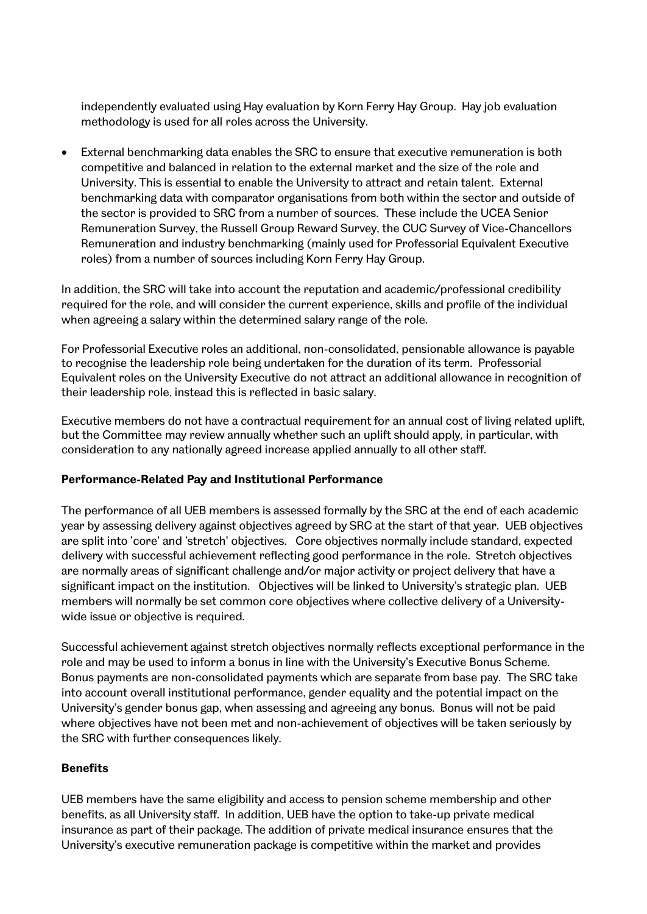independently evaluated using Hay evaluation by Korn Ferry Hay Group. Hay job evaluation methodology is used for all roles across the University.

- External benchmarking data enables the SRC to ensure that executive remuneration is both competitive and balanced in relation to the external market and the size of the role and University. This is essential to enable the University to attract and retain talent. External benchmarking data with comparator organisations from both within the sector and outside of the sector is provided to SRC from a number of sources. These include the UCEA Senior Remuneration Survey, the Russell Group Reward Survey, the CUC Survey of Vice-Chancellors Remuneration and industry benchmarking (mainly used for Professorial Equivalent Executive roles) from a number of sources including Korn Ferry Hay Group.

In addition, the SRC will take into account the reputation and academic/professional credibility required for the role, and will consider the current experience, skills and profile of the individual when agreeing a salary within the determined salary range of the role.

For Professorial Executive roles an additional, non-consolidated, pensionable allowance is payable to recognise the leadership role being undertaken for the duration of its term. Professorial Equivalent roles on the University Executive do not attract an additional allowance in recognition of their leadership role, instead this is reflected in basic salary.

Executive members do not have a contractual requirement for an annual cost of living related uplift, but the Committee may review annually whether such an uplift should apply, in particular, with consideration to any nationally agreed increase applied annually to all other staff.

**Performance-Related Pay and Institutional Performance**

The performance of all UEB members is assessed formally by the SRC at the end of each academic year by assessing delivery against objectives agreed by SRC at the start of that year. UEB objectives are split into 'core' and 'stretch' objectives. Core objectives normally include standard, expected delivery with successful achievement reflecting good performance in the role. Stretch objectives are normally areas of significant challenge and/or major activity or project delivery that have a significant impact on the institution. Objectives will be linked to University's strategic plan. UEB members will normally be set common core objectives where collective delivery of a University-wide issue or objective is required.

Successful achievement against stretch objectives normally reflects exceptional performance in the role and may be used to inform a bonus in line with the University's Executive Bonus Scheme. Bonus payments are non-consolidated payments which are separate from base pay. The SRC take into account overall institutional performance, gender equality and the potential impact on the University's gender bonus gap, when assessing and agreeing any bonus. Bonus will not be paid where objectives have not been met and non-achievement of objectives will be taken seriously by the SRC with further consequences likely.

**Benefits**

UEB members have the same eligibility and access to pension scheme membership and other benefits, as all University staff. In addition, UEB have the option to take-up private medical insurance as part of their package. The addition of private medical insurance ensures that the University's executive remuneration package is competitive within the market and provides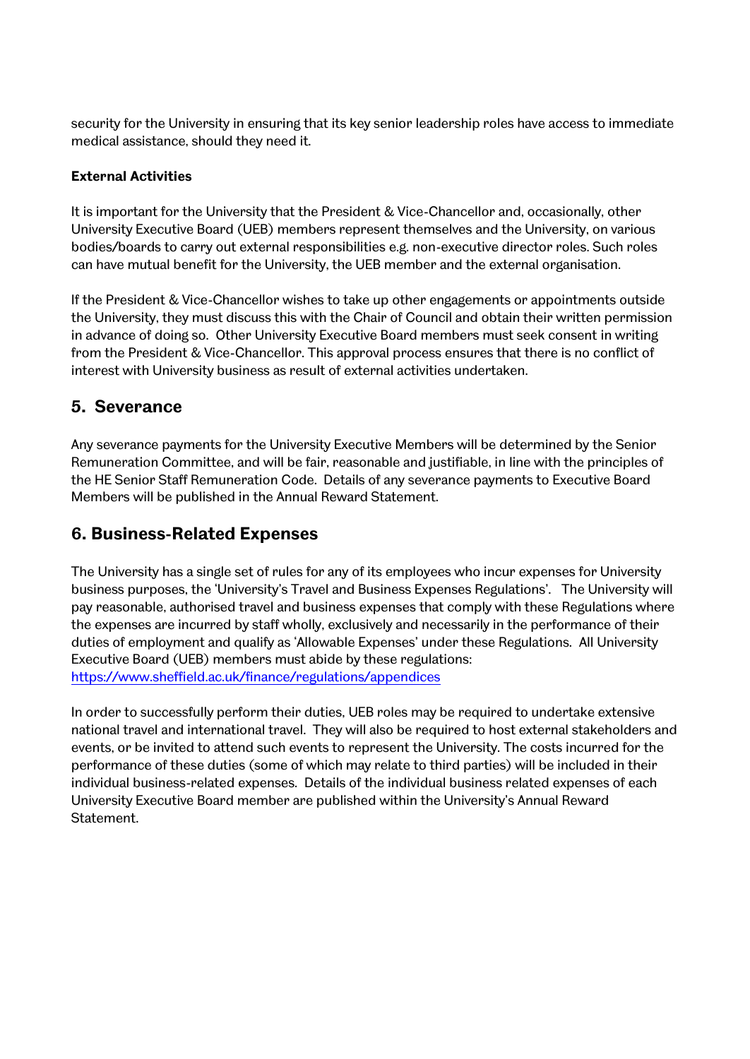security for the University in ensuring that its key senior leadership roles have access to immediate medical assistance, should they need it.

**External Activities**

It is important for the University that the President & Vice-Chancellor and, occasionally, other University Executive Board (UEB) members represent themselves and the University, on various bodies/boards to carry out external responsibilities e.g. non-executive director roles. Such roles can have mutual benefit for the University, the UEB member and the external organisation.

If the President & Vice-Chancellor wishes to take up other engagements or appointments outside the University, they must discuss this with the Chair of Council and obtain their written permission in advance of doing so. Other University Executive Board members must seek consent in writing from the President & Vice-Chancellor. This approval process ensures that there is no conflict of interest with University business as result of external activities undertaken.

## 5. Severance

Any severance payments for the University Executive Members will be determined by the Senior Remuneration Committee, and will be fair, reasonable and justifiable, in line with the principles of the HE Senior Staff Remuneration Code. Details of any severance payments to Executive Board Members will be published in the Annual Reward Statement.

## 6. Business-Related Expenses

The University has a single set of rules for any of its employees who incur expenses for University business purposes, the 'University's Travel and Business Expenses Regulations'. The University will pay reasonable, authorised travel and business expenses that comply with these Regulations where the expenses are incurred by staff wholly, exclusively and necessarily in the performance of their duties of employment and qualify as 'Allowable Expenses' under these Regulations. All University Executive Board (UEB) members must abide by these regulations: https://www.sheffield.ac.uk/finance/regulations/appendices

In order to successfully perform their duties, UEB roles may be required to undertake extensive national travel and international travel. They will also be required to host external stakeholders and events, or be invited to attend such events to represent the University. The costs incurred for the performance of these duties (some of which may relate to third parties) will be included in their individual business-related expenses. Details of the individual business related expenses of each University Executive Board member are published within the University's Annual Reward Statement.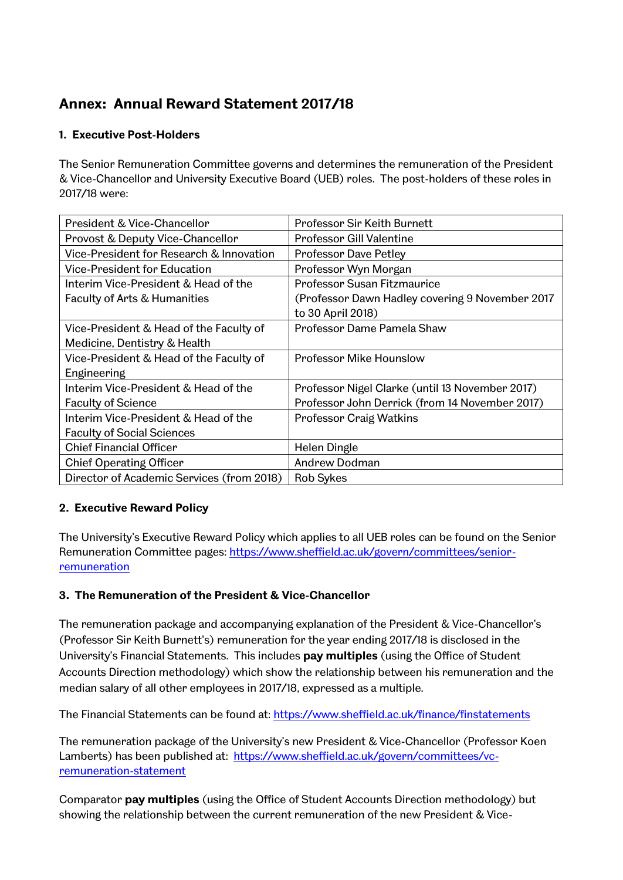# Annex: Annual Reward Statement 2017/18

## 1. Executive Post-Holders

The Senior Remuneration Committee governs and determines the remuneration of the President & Vice-Chancellor and University Executive Board (UEB) roles. The post-holders of these roles in 2017/18 were:

| | |
|---|---|
| President & Vice-Chancellor | Professor Sir Keith Burnett |
| Provost & Deputy Vice-Chancellor | Professor Gill Valentine |
| Vice-President for Research & Innovation | Professor Dave Petley |
| Vice-President for Education | Professor Wyn Morgan |
| Interim Vice-President & Head of the Faculty of Arts & Humanities | Professor Susan Fitzmaurice (Professor Dawn Hadley covering 9 November 2017 to 30 April 2018) |
| Vice-President & Head of the Faculty of Medicine, Dentistry & Health | Professor Dame Pamela Shaw |
| Vice-President & Head of the Faculty of Engineering | Professor Mike Hounslow |
| Interim Vice-President & Head of the Faculty of Science | Professor Nigel Clarke (until 13 November 2017) Professor John Derrick (from 14 November 2017) |
| Interim Vice-President & Head of the Faculty of Social Sciences | Professor Craig Watkins |
| Chief Financial Officer | Helen Dingle |
| Chief Operating Officer | Andrew Dodman |
| Director of Academic Services (from 2018) | Rob Sykes |

## 2. Executive Reward Policy

The University's Executive Reward Policy which applies to all UEB roles can be found on the Senior Remuneration Committee pages: https://www.sheffield.ac.uk/govern/committees/senior-remuneration

## 3. The Remuneration of the President & Vice-Chancellor

The remuneration package and accompanying explanation of the President & Vice-Chancellor's (Professor Sir Keith Burnett's) remuneration for the year ending 2017/18 is disclosed in the University's Financial Statements. This includes **pay multiples** (using the Office of Student Accounts Direction methodology) which show the relationship between his remuneration and the median salary of all other employees in 2017/18, expressed as a multiple.

The Financial Statements can be found at: https://www.sheffield.ac.uk/finance/finstatements

The remuneration package of the University's new President & Vice-Chancellor (Professor Koen Lamberts) has been published at: https://www.sheffield.ac.uk/govern/committees/vc-remuneration-statement

Comparator **pay multiples** (using the Office of Student Accounts Direction methodology) but showing the relationship between the current remuneration of the new President & Vice-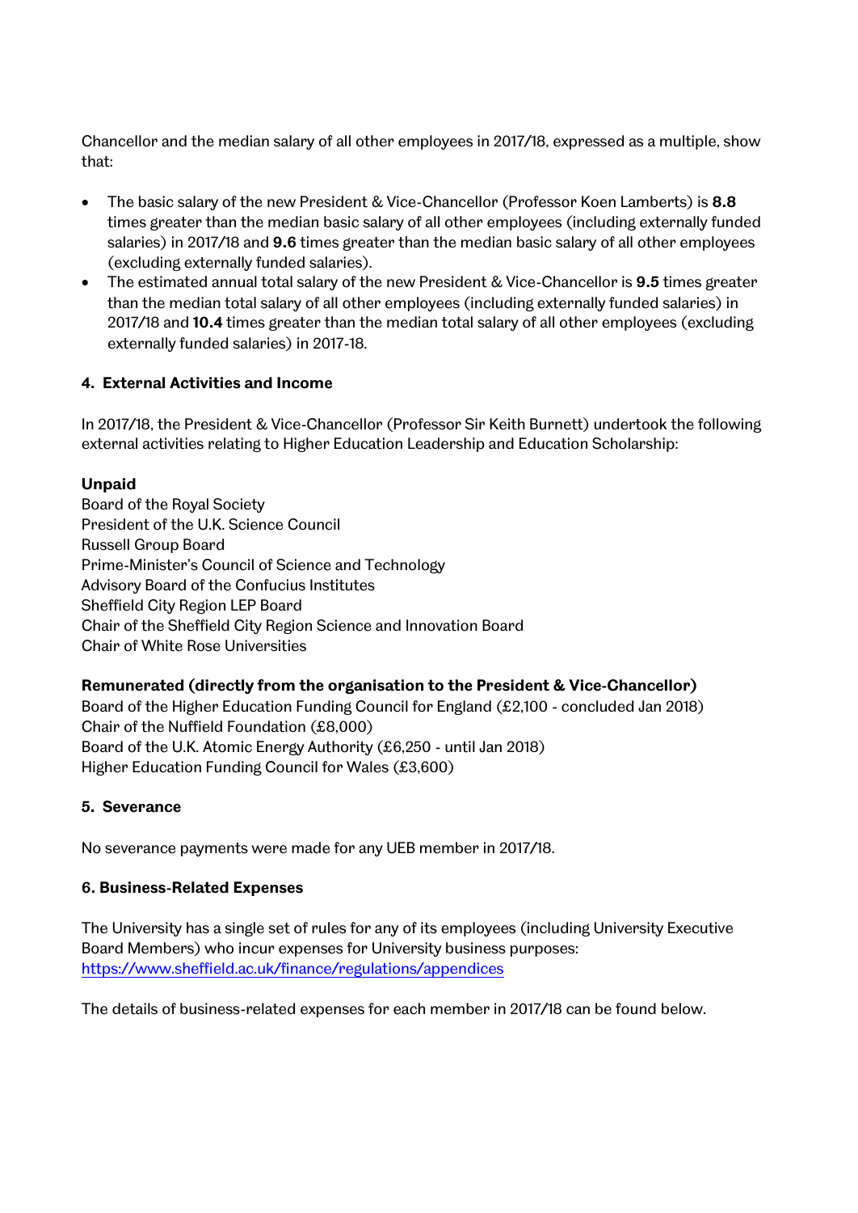Chancellor and the median salary of all other employees in 2017/18, expressed as a multiple, show that:

- The basic salary of the new President & Vice-Chancellor (Professor Koen Lamberts) is **8.8** times greater than the median basic salary of all other employees (including externally funded salaries) in 2017/18 and **9.6** times greater than the median basic salary of all other employees (excluding externally funded salaries).
- The estimated annual total salary of the new President & Vice-Chancellor is **9.5** times greater than the median total salary of all other employees (including externally funded salaries) in 2017/18 and **10.4** times greater than the median total salary of all other employees (excluding externally funded salaries) in 2017-18.

### 4. External Activities and Income

In 2017/18, the President & Vice-Chancellor (Professor Sir Keith Burnett) undertook the following external activities relating to Higher Education Leadership and Education Scholarship:

**Unpaid**
Board of the Royal Society
President of the U.K. Science Council
Russell Group Board
Prime-Minister's Council of Science and Technology
Advisory Board of the Confucius Institutes
Sheffield City Region LEP Board
Chair of the Sheffield City Region Science and Innovation Board
Chair of White Rose Universities

**Remunerated (directly from the organisation to the President & Vice-Chancellor)**
Board of the Higher Education Funding Council for England (£2,100 - concluded Jan 2018)
Chair of the Nuffield Foundation (£8,000)
Board of the U.K. Atomic Energy Authority (£6,250 - until Jan 2018)
Higher Education Funding Council for Wales (£3,600)

### 5. Severance

No severance payments were made for any UEB member in 2017/18.

### 6. Business-Related Expenses

The University has a single set of rules for any of its employees (including University Executive Board Members) who incur expenses for University business purposes:
https://www.sheffield.ac.uk/finance/regulations/appendices

The details of business-related expenses for each member in 2017/18 can be found below.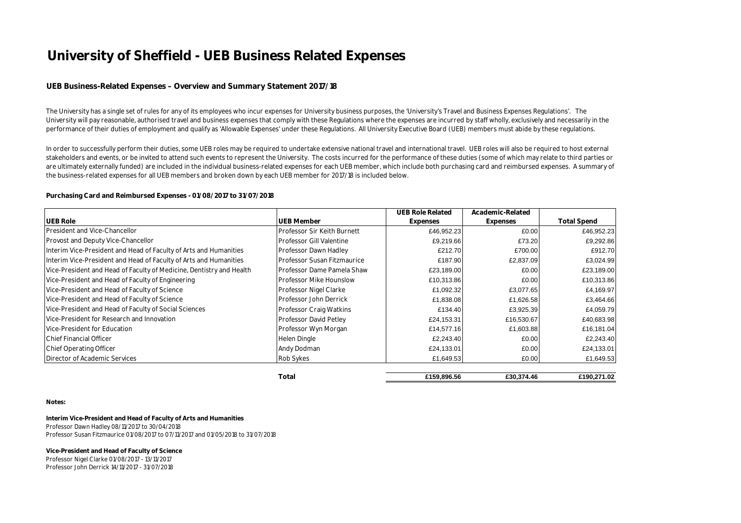# University of Sheffield - UEB Business Related Expenses

## UEB Business-Related Expenses – Overview and Summary Statement 2017/18

The University has a single set of rules for any of its employees who incur expenses for University business purposes, the 'University's Travel and Business Expenses Regulations'. The University will pay reasonable, authorised travel and business expenses that comply with these Regulations where the expenses are incurred by staff wholly, exclusively and necessarily in the performance of their duties of employment and qualify as 'Allowable Expenses' under these Regulations. All University Executive Board (UEB) members must abide by these regulations.

In order to successfully perform their duties, some UEB roles may be required to undertake extensive national travel and international travel. UEB roles will also be required to host external stakeholders and events, or be invited to attend such events to represent the University. The costs incurred for the performance of these duties (some of which may relate to third parties or are ultimately externally funded) are included in the individual business-related expenses for each UEB member, which include both purchasing card and reimbursed expenses. A summary of the business-related expenses for all UEB members and broken down by each UEB member for 2017/18 is included below.

**Purchasing Card and Reimbursed Expenses - 01/08/2017 to 31/07/2018**

| UEB Role | UEB Member | UEB Role Related Expenses | Academic-Related Expenses | Total Spend |
|---|---|---|---|---|
| President and Vice-Chancellor | Professor Sir Keith Burnett | £46,952.23 | £0.00 | £46,952.23 |
| Provost and Deputy Vice-Chancellor | Professor Gill Valentine | £9,219.66 | £73.20 | £9,292.86 |
| Interim Vice-President and Head of Faculty of Arts and Humanities | Professor Dawn Hadley | £212.70 | £700.00 | £912.70 |
| Interim Vice-President and Head of Faculty of Arts and Humanities | Professor Susan Fitzmaurice | £187.90 | £2,837.09 | £3,024.99 |
| Vice-President and Head of Faculty of Medicine, Dentistry and Health | Professor Dame Pamela Shaw | £23,189.00 | £0.00 | £23,189.00 |
| Vice-President and Head of Faculty of Engineering | Professor Mike Hounslow | £10,313.86 | £0.00 | £10,313.86 |
| Vice-President and Head of Faculty of Science | Professor Nigel Clarke | £1,092.32 | £3,077.65 | £4,169.97 |
| Vice-President and Head of Faculty of Science | Professor John Derrick | £1,838.08 | £1,626.58 | £3,464.66 |
| Vice-President and Head of Faculty of Social Sciences | Professor Craig Watkins | £134.40 | £3,925.39 | £4,059.79 |
| Vice-President for Research and Innovation | Professor David Petley | £24,153.31 | £16,530.67 | £40,683.98 |
| Vice-President for Education | Professor Wyn Morgan | £14,577.16 | £1,603.88 | £16,181.04 |
| Chief Financial Officer | Helen Dingle | £2,243.40 | £0.00 | £2,243.40 |
| Chief Operating Officer | Andy Dodman | £24,133.01 | £0.00 | £24,133.01 |
| Director of Academic Services | Rob Sykes | £1,649.53 | £0.00 | £1,649.53 |
| | **Total** | **£159,896.56** | **£30,374.46** | **£190,271.02** |

**Notes:**

**Interim Vice-President and Head of Faculty of Arts and Humanities**
Professor Dawn Hadley 08/11/2017 to 30/04/2018
Professor Susan Fitzmaurice 01/08/2017 to 07/11/2017 and 01/05/2018 to 31/07/2018

**Vice-President and Head of Faculty of Science**
Professor Nigel Clarke 01/08/2017 - 13/11/2017
Professor John Derrick 14/11/2017 - 31/07/2018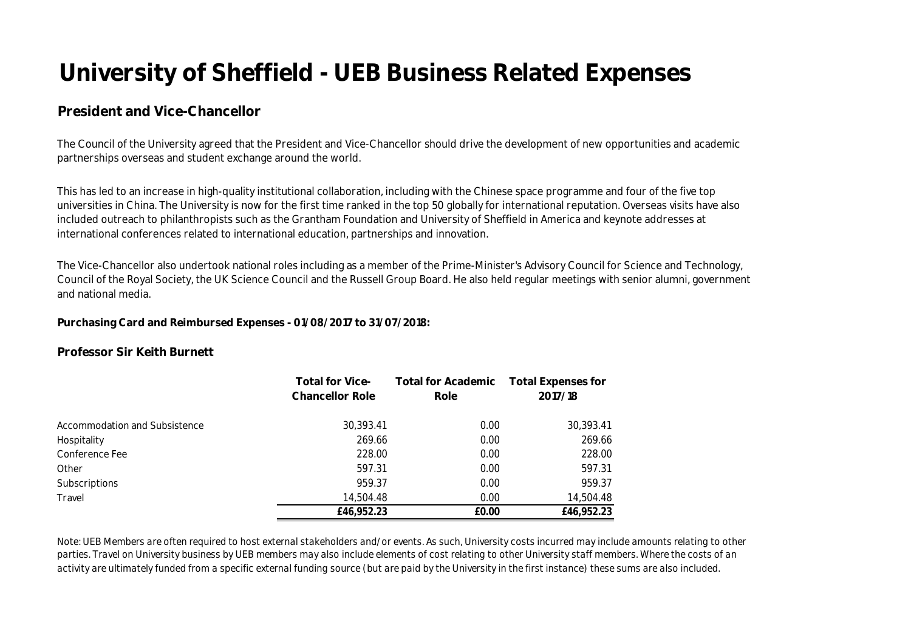# University of Sheffield - UEB Business Related Expenses

## President and Vice-Chancellor

The Council of the University agreed that the President and Vice-Chancellor should drive the development of new opportunities and academic partnerships overseas and student exchange around the world.

This has led to an increase in high-quality institutional collaboration, including with the Chinese space programme and four of the five top universities in China. The University is now for the first time ranked in the top 50 globally for international reputation. Overseas visits have also included outreach to philanthropists such as the Grantham Foundation and University of Sheffield in America and keynote addresses at international conferences related to international education, partnerships and innovation.

The Vice-Chancellor also undertook national roles including as a member of the Prime-Minister's Advisory Council for Science and Technology, Council of the Royal Society, the UK Science Council and the Russell Group Board. He also held regular meetings with senior alumni, government and national media.

**Purchasing Card and Reimbursed Expenses - 01/08/2017 to 31/07/2018:**

### Professor Sir Keith Burnett

| | Total for Vice-Chancellor Role | Total for Academic Role | Total Expenses for 2017/18 |
|---|---|---|---|
| Accommodation and Subsistence | 30,393.41 | 0.00 | 30,393.41 |
| Hospitality | 269.66 | 0.00 | 269.66 |
| Conference Fee | 228.00 | 0.00 | 228.00 |
| Other | 597.31 | 0.00 | 597.31 |
| Subscriptions | 959.37 | 0.00 | 959.37 |
| Travel | 14,504.48 | 0.00 | 14,504.48 |
| | **£46,952.23** | **£0.00** | **£46,952.23** |

*Note: UEB Members are often required to host external stakeholders and/or events. As such, University costs incurred may include amounts relating to other parties. Travel on University business by UEB members may also include elements of cost relating to other University staff members. Where the costs of an activity are ultimately funded from a specific external funding source (but are paid by the University in the first instance) these sums are also included.*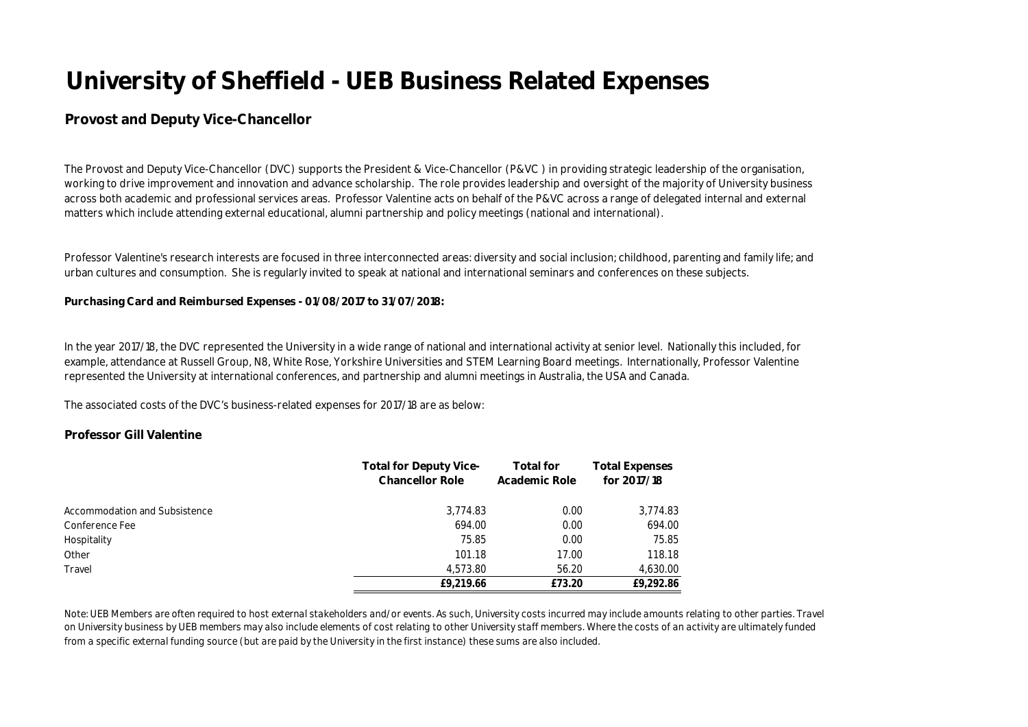# University of Sheffield - UEB Business Related Expenses

## Provost and Deputy Vice-Chancellor

The Provost and Deputy Vice-Chancellor (DVC) supports the President & Vice-Chancellor (P&VC ) in providing strategic leadership of the organisation, working to drive improvement and innovation and advance scholarship. The role provides leadership and oversight of the majority of University business across both academic and professional services areas. Professor Valentine acts on behalf of the P&VC across a range of delegated internal and external matters which include attending external educational, alumni partnership and policy meetings (national and international).

Professor Valentine's research interests are focused in three interconnected areas: diversity and social inclusion; childhood, parenting and family life; and urban cultures and consumption. She is regularly invited to speak at national and international seminars and conferences on these subjects.

**Purchasing Card and Reimbursed Expenses - 01/08/2017 to 31/07/2018:**

In the year 2017/18, the DVC represented the University in a wide range of national and international activity at senior level. Nationally this included, for example, attendance at Russell Group, N8, White Rose, Yorkshire Universities and STEM Learning Board meetings. Internationally, Professor Valentine represented the University at international conferences, and partnership and alumni meetings in Australia, the USA and Canada.

The associated costs of the DVC's business-related expenses for 2017/18 are as below:

### Professor Gill Valentine

| | Total for Deputy Vice-Chancellor Role | Total for Academic Role | Total Expenses for 2017/18 |
|---|---|---|---|
| Accommodation and Subsistence | 3,774.83 | 0.00 | 3,774.83 |
| Conference Fee | 694.00 | 0.00 | 694.00 |
| Hospitality | 75.85 | 0.00 | 75.85 |
| Other | 101.18 | 17.00 | 118.18 |
| Travel | 4,573.80 | 56.20 | 4,630.00 |
| | **£9,219.66** | **£73.20** | **£9,292.86** |

*Note: UEB Members are often required to host external stakeholders and/or events. As such, University costs incurred may include amounts relating to other parties. Travel on University business by UEB members may also include elements of cost relating to other University staff members. Where the costs of an activity are ultimately funded from a specific external funding source (but are paid by the University in the first instance) these sums are also included.*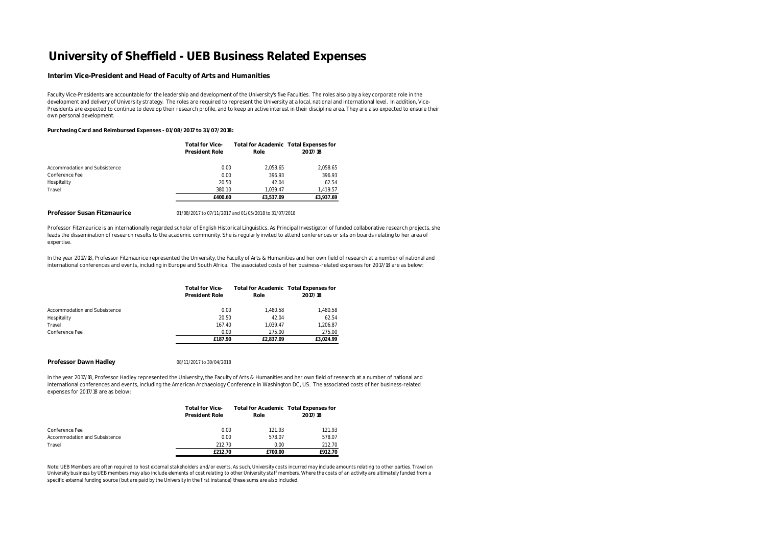# University of Sheffield - UEB Business Related Expenses

### Interim Vice-President and Head of Faculty of Arts and Humanities

Faculty Vice-Presidents are accountable for the leadership and development of the University's five Faculties. The roles also play a key corporate role in the development and delivery of University strategy. The roles are required to represent the University at a local, national and international level. In addition, Vice-Presidents are expected to continue to develop their research profile, and to keep an active interest in their discipline area. They are also expected to ensure their own personal development.

**Purchasing Card and Reimbursed Expenses - 01/08/2017 to 31/07/2018:**

| | Total for Vice-President Role | Total for Academic Role | Total Expenses for 2017/18 |
|---|---|---|---|
| Accommodation and Subsistence | 0.00 | 2,058.65 | 2,058.65 |
| Conference Fee | 0.00 | 396.93 | 396.93 |
| Hospitality | 20.50 | 42.04 | 62.54 |
| Travel | 380.10 | 1,039.47 | 1,419.57 |
| | **£400.60** | **£3,537.09** | **£3,937.69** |

**Professor Susan Fitzmaurice** 01/08/2017 to 07/11/2017 and 01/05/2018 to 31/07/2018

Professor Fitzmaurice is an internationally regarded scholar of English Historical Linguistics. As Principal Investigator of funded collaborative research projects, she leads the dissemination of research results to the academic community. She is regularly invited to attend conferences or sits on boards relating to her area of expertise.

In the year 2017/18, Professor Fitzmaurice represented the University, the Faculty of Arts & Humanities and her own field of research at a number of national and international conferences and events, including in Europe and South Africa. The associated costs of her business-related expenses for 2017/18 are as below:

| | Total for Vice-President Role | Total for Academic Role | Total Expenses for 2017/18 |
|---|---|---|---|
| Accommodation and Subsistence | 0.00 | 1,480.58 | 1,480.58 |
| Hospitality | 20.50 | 42.04 | 62.54 |
| Travel | 167.40 | 1,039.47 | 1,206.87 |
| Conference Fee | 0.00 | 275.00 | 275.00 |
| | **£187.90** | **£2,837.09** | **£3,024.99** |

**Professor Dawn Hadley** 08/11/2017 to 30/04/2018

In the year 2017/18, Professor Hadley represented the University, the Faculty of Arts & Humanities and her own field of research at a number of national and international conferences and events, including the American Archaeology Conference in Washington DC, US. The associated costs of her business-related expenses for 2017/18 are as below:

| | Total for Vice-President Role | Total for Academic Role | Total Expenses for 2017/18 |
|---|---|---|---|
| Conference Fee | 0.00 | 121.93 | 121.93 |
| Accommodation and Subsistence | 0.00 | 578.07 | 578.07 |
| Travel | 212.70 | 0.00 | 212.70 |
| | **£212.70** | **£700.00** | **£912.70** |

Note: UEB Members are often required to host external stakeholders and/or events. As such, University costs incurred may include amounts relating to other parties. Travel on University business by UEB members may also include elements of cost relating to other University staff members. Where the costs of an activity are ultimately funded from a specific external funding source (but are paid by the University in the first instance) these sums are also included.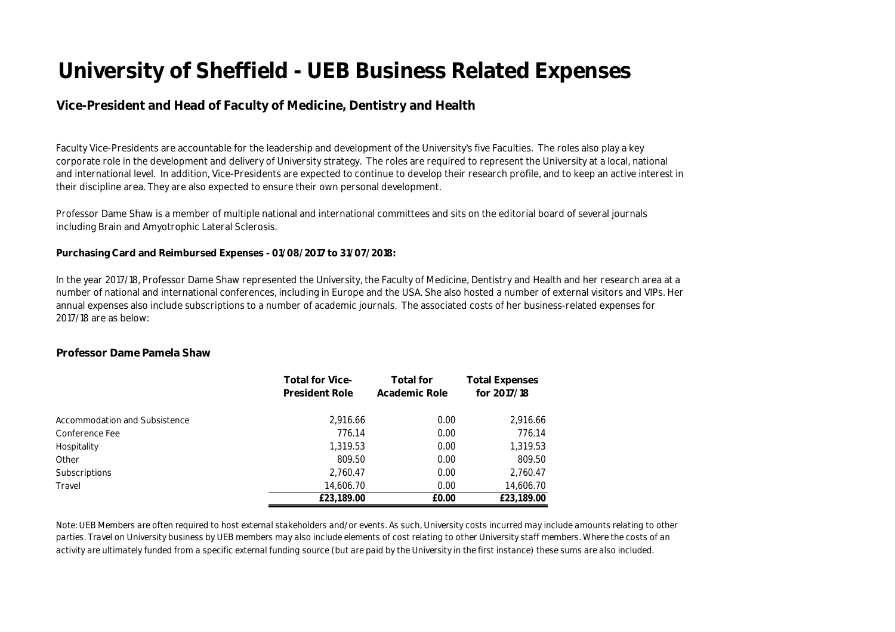# University of Sheffield - UEB Business Related Expenses

## Vice-President and Head of Faculty of Medicine, Dentistry and Health

Faculty Vice-Presidents are accountable for the leadership and development of the University's five Faculties. The roles also play a key corporate role in the development and delivery of University strategy. The roles are required to represent the University at a local, national and international level. In addition, Vice-Presidents are expected to continue to develop their research profile, and to keep an active interest in their discipline area. They are also expected to ensure their own personal development.

Professor Dame Shaw is a member of multiple national and international committees and sits on the editorial board of several journals including Brain and Amyotrophic Lateral Sclerosis.

**Purchasing Card and Reimbursed Expenses - 01/08/2017 to 31/07/2018:**

In the year 2017/18, Professor Dame Shaw represented the University, the Faculty of Medicine, Dentistry and Health and her research area at a number of national and international conferences, including in Europe and the USA. She also hosted a number of external visitors and VIPs. Her annual expenses also include subscriptions to a number of academic journals. The associated costs of her business-related expenses for 2017/18 are as below:

**Professor Dame Pamela Shaw**

| | Total for Vice-President Role | Total for Academic Role | Total Expenses for 2017/18 |
|---|---|---|---|
| Accommodation and Subsistence | 2,916.66 | 0.00 | 2,916.66 |
| Conference Fee | 776.14 | 0.00 | 776.14 |
| Hospitality | 1,319.53 | 0.00 | 1,319.53 |
| Other | 809.50 | 0.00 | 809.50 |
| Subscriptions | 2,760.47 | 0.00 | 2,760.47 |
| Travel | 14,606.70 | 0.00 | 14,606.70 |
| | **£23,189.00** | **£0.00** | **£23,189.00** |

*Note: UEB Members are often required to host external stakeholders and/or events. As such, University costs incurred may include amounts relating to other parties. Travel on University business by UEB members may also include elements of cost relating to other University staff members. Where the costs of an activity are ultimately funded from a specific external funding source (but are paid by the University in the first instance) these sums are also included.*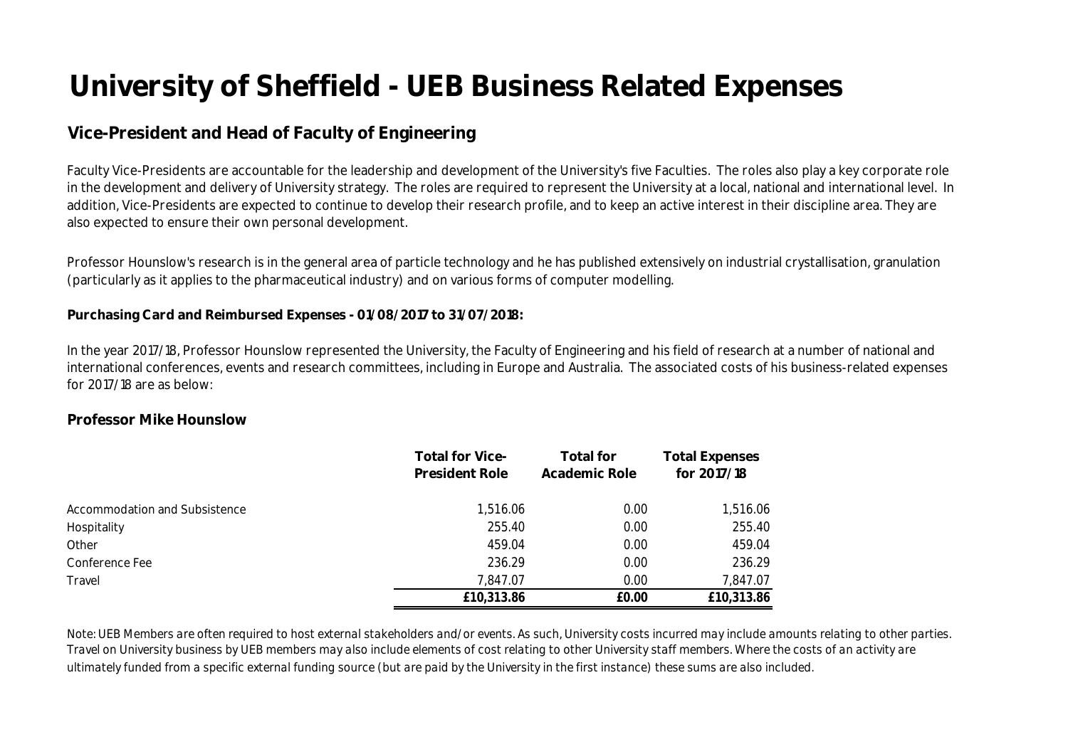# University of Sheffield - UEB Business Related Expenses

## Vice-President and Head of Faculty of Engineering

Faculty Vice-Presidents are accountable for the leadership and development of the University's five Faculties. The roles also play a key corporate role in the development and delivery of University strategy. The roles are required to represent the University at a local, national and international level. In addition, Vice-Presidents are expected to continue to develop their research profile, and to keep an active interest in their discipline area. They are also expected to ensure their own personal development.

Professor Hounslow's research is in the general area of particle technology and he has published extensively on industrial crystallisation, granulation (particularly as it applies to the pharmaceutical industry) and on various forms of computer modelling.

**Purchasing Card and Reimbursed Expenses - 01/08/2017 to 31/07/2018:**

In the year 2017/18, Professor Hounslow represented the University, the Faculty of Engineering and his field of research at a number of national and international conferences, events and research committees, including in Europe and Australia. The associated costs of his business-related expenses for 2017/18 are as below:

**Professor Mike Hounslow**

| | Total for Vice-President Role | Total for Academic Role | Total Expenses for 2017/18 |
|---|---|---|---|
| Accommodation and Subsistence | 1,516.06 | 0.00 | 1,516.06 |
| Hospitality | 255.40 | 0.00 | 255.40 |
| Other | 459.04 | 0.00 | 459.04 |
| Conference Fee | 236.29 | 0.00 | 236.29 |
| Travel | 7,847.07 | 0.00 | 7,847.07 |
| | **£10,313.86** | **£0.00** | **£10,313.86** |

*Note: UEB Members are often required to host external stakeholders and/or events. As such, University costs incurred may include amounts relating to other parties. Travel on University business by UEB members may also include elements of cost relating to other University staff members. Where the costs of an activity are ultimately funded from a specific external funding source (but are paid by the University in the first instance) these sums are also included.*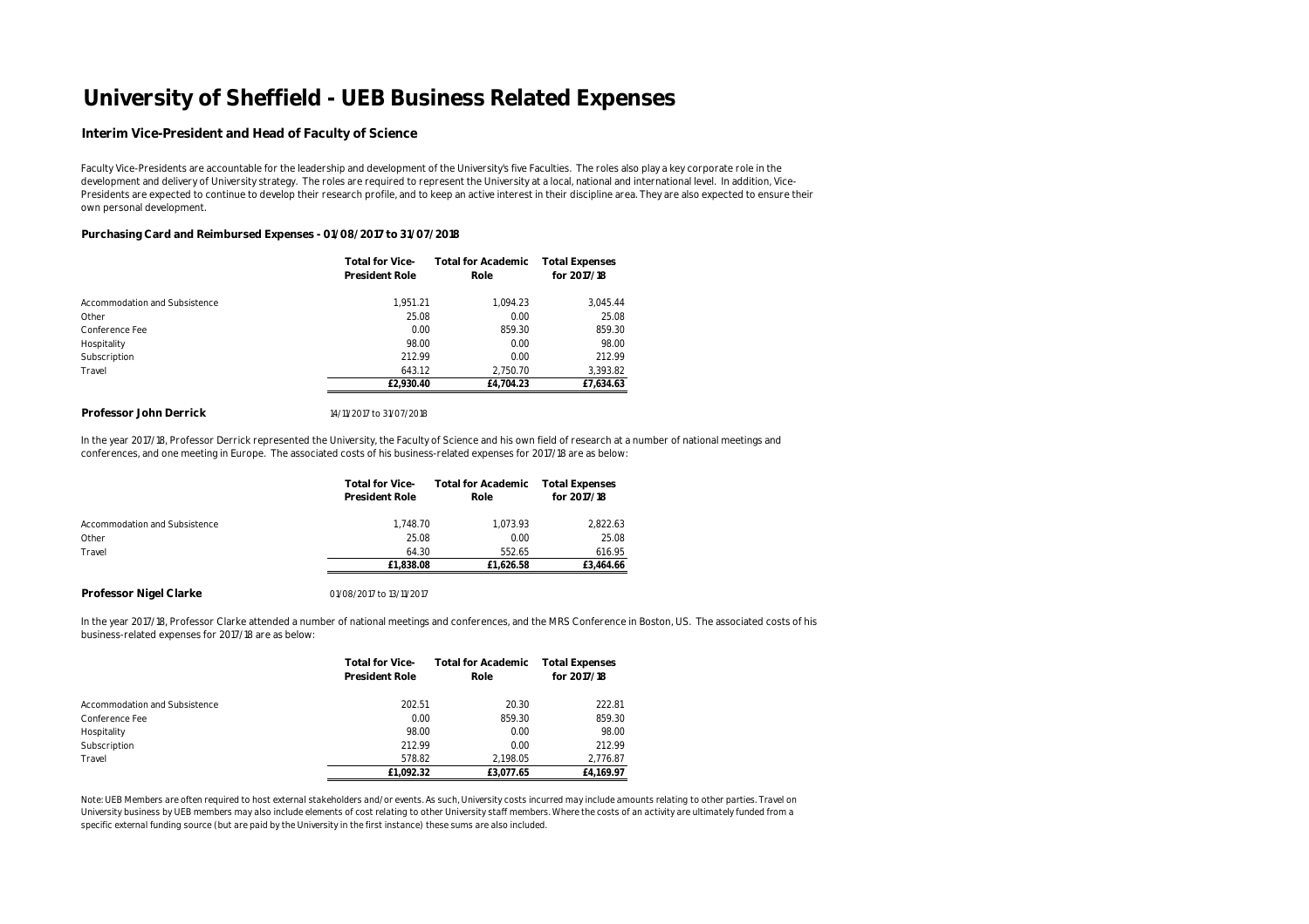# University of Sheffield - UEB Business Related Expenses

## Interim Vice-President and Head of Faculty of Science

Faculty Vice-Presidents are accountable for the leadership and development of the University's five Faculties. The roles also play a key corporate role in the development and delivery of University strategy. The roles are required to represent the University at a local, national and international level. In addition, Vice-Presidents are expected to continue to develop their research profile, and to keep an active interest in their discipline area. They are also expected to ensure their own personal development.

**Purchasing Card and Reimbursed Expenses - 01/08/2017 to 31/07/2018**

| | Total for Vice-President Role | Total for Academic Role | Total Expenses for 2017/18 |
|---|---|---|---|
| Accommodation and Subsistence | 1,951.21 | 1,094.23 | 3,045.44 |
| Other | 25.08 | 0.00 | 25.08 |
| Conference Fee | 0.00 | 859.30 | 859.30 |
| Hospitality | 98.00 | 0.00 | 98.00 |
| Subscription | 212.99 | 0.00 | 212.99 |
| Travel | 643.12 | 2,750.70 | 3,393.82 |
| | **£2,930.40** | **£4,704.23** | **£7,634.63** |

**Professor John Derrick** 14/11/2017 to 31/07/2018

In the year 2017/18, Professor Derrick represented the University, the Faculty of Science and his own field of research at a number of national meetings and conferences, and one meeting in Europe. The associated costs of his business-related expenses for 2017/18 are as below:

| | Total for Vice-President Role | Total for Academic Role | Total Expenses for 2017/18 |
|---|---|---|---|
| Accommodation and Subsistence | 1,748.70 | 1,073.93 | 2,822.63 |
| Other | 25.08 | 0.00 | 25.08 |
| Travel | 64.30 | 552.65 | 616.95 |
| | **£1,838.08** | **£1,626.58** | **£3,464.66** |

**Professor Nigel Clarke** 01/08/2017 to 13/11/2017

In the year 2017/18, Professor Clarke attended a number of national meetings and conferences, and the MRS Conference in Boston, US. The associated costs of his business-related expenses for 2017/18 are as below:

| | Total for Vice-President Role | Total for Academic Role | Total Expenses for 2017/18 |
|---|---|---|---|
| Accommodation and Subsistence | 202.51 | 20.30 | 222.81 |
| Conference Fee | 0.00 | 859.30 | 859.30 |
| Hospitality | 98.00 | 0.00 | 98.00 |
| Subscription | 212.99 | 0.00 | 212.99 |
| Travel | 578.82 | 2,198.05 | 2,776.87 |
| | **£1,092.32** | **£3,077.65** | **£4,169.97** |

Note: UEB Members are often required to host external stakeholders and/or events. As such, University costs incurred may include amounts relating to other parties. Travel on University business by UEB members may also include elements of cost relating to other University staff members. Where the costs of an activity are ultimately funded from a specific external funding source (but are paid by the University in the first instance) these sums are also included.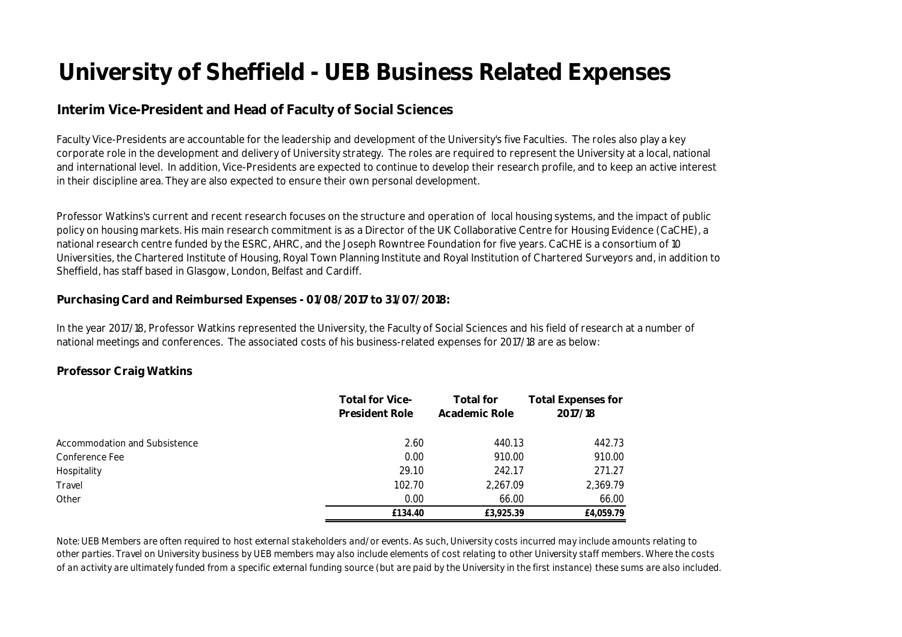# University of Sheffield - UEB Business Related Expenses

## Interim Vice-President and Head of Faculty of Social Sciences

Faculty Vice-Presidents are accountable for the leadership and development of the University's five Faculties. The roles also play a key corporate role in the development and delivery of University strategy. The roles are required to represent the University at a local, national and international level. In addition, Vice-Presidents are expected to continue to develop their research profile, and to keep an active interest in their discipline area. They are also expected to ensure their own personal development.

Professor Watkins's current and recent research focuses on the structure and operation of local housing systems, and the impact of public policy on housing markets. His main research commitment is as a Director of the UK Collaborative Centre for Housing Evidence (CaCHE), a national research centre funded by the ESRC, AHRC, and the Joseph Rowntree Foundation for five years. CaCHE is a consortium of 10 Universities, the Chartered Institute of Housing, Royal Town Planning Institute and Royal Institution of Chartered Surveyors and, in addition to Sheffield, has staff based in Glasgow, London, Belfast and Cardiff.

### Purchasing Card and Reimbursed Expenses - 01/08/2017 to 31/07/2018:

In the year 2017/18, Professor Watkins represented the University, the Faculty of Social Sciences and his field of research at a number of national meetings and conferences. The associated costs of his business-related expenses for 2017/18 are as below:

### Professor Craig Watkins

| | Total for Vice-President Role | Total for Academic Role | Total Expenses for 2017/18 |
|---|---|---|---|
| Accommodation and Subsistence | 2.60 | 440.13 | 442.73 |
| Conference Fee | 0.00 | 910.00 | 910.00 |
| Hospitality | 29.10 | 242.17 | 271.27 |
| Travel | 102.70 | 2,267.09 | 2,369.79 |
| Other | 0.00 | 66.00 | 66.00 |
| | **£134.40** | **£3,925.39** | **£4,059.79** |

*Note: UEB Members are often required to host external stakeholders and/or events. As such, University costs incurred may include amounts relating to other parties. Travel on University business by UEB members may also include elements of cost relating to other University staff members. Where the costs of an activity are ultimately funded from a specific external funding source (but are paid by the University in the first instance) these sums are also included.*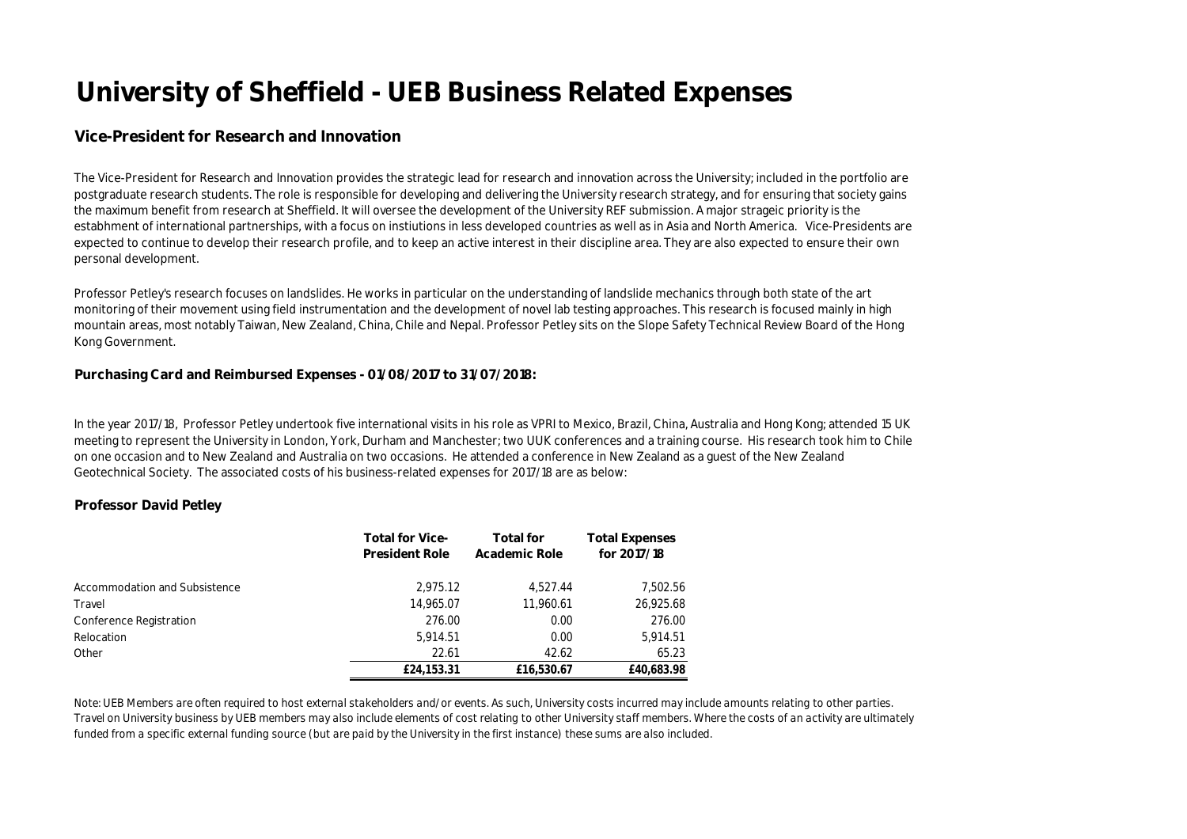# University of Sheffield - UEB Business Related Expenses

## Vice-President for Research and Innovation

The Vice-President for Research and Innovation provides the strategic lead for research and innovation across the University; included in the portfolio are postgraduate research students. The role is responsible for developing and delivering the University research strategy, and for ensuring that society gains the maximum benefit from research at Sheffield. It will oversee the development of the University REF submission. A major strageic priority is the estabhment of international partnerships, with a focus on instiutions in less developed countries as well as in Asia and North America. Vice-Presidents are expected to continue to develop their research profile, and to keep an active interest in their discipline area. They are also expected to ensure their own personal development.

Professor Petley's research focuses on landslides. He works in particular on the understanding of landslide mechanics through both state of the art monitoring of their movement using field instrumentation and the development of novel lab testing approaches. This research is focused mainly in high mountain areas, most notably Taiwan, New Zealand, China, Chile and Nepal. Professor Petley sits on the Slope Safety Technical Review Board of the Hong Kong Government.

**Purchasing Card and Reimbursed Expenses - 01/08/2017 to 31/07/2018:**

In the year 2017/18, Professor Petley undertook five international visits in his role as VPRI to Mexico, Brazil, China, Australia and Hong Kong; attended 15 UK meeting to represent the University in London, York, Durham and Manchester; two UUK conferences and a training course. His research took him to Chile on one occasion and to New Zealand and Australia on two occasions. He attended a conference in New Zealand as a guest of the New Zealand Geotechnical Society. The associated costs of his business-related expenses for 2017/18 are as below:

**Professor David Petley**

| | Total for Vice-President Role | Total for Academic Role | Total Expenses for 2017/18 |
|---|---|---|---|
| Accommodation and Subsistence | 2,975.12 | 4,527.44 | 7,502.56 |
| Travel | 14,965.07 | 11,960.61 | 26,925.68 |
| Conference Registration | 276.00 | 0.00 | 276.00 |
| Relocation | 5,914.51 | 0.00 | 5,914.51 |
| Other | 22.61 | 42.62 | 65.23 |
| | **£24,153.31** | **£16,530.67** | **£40,683.98** |

*Note: UEB Members are often required to host external stakeholders and/or events. As such, University costs incurred may include amounts relating to other parties. Travel on University business by UEB members may also include elements of cost relating to other University staff members. Where the costs of an activity are ultimately funded from a specific external funding source (but are paid by the University in the first instance) these sums are also included.*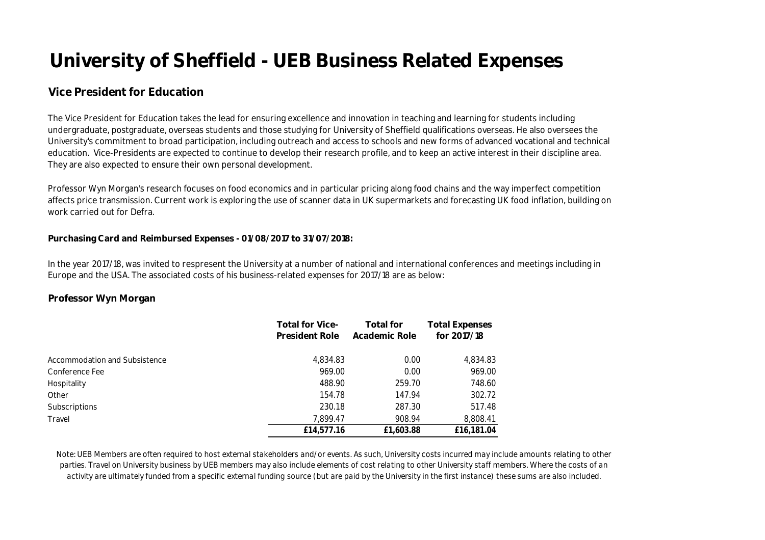# University of Sheffield - UEB Business Related Expenses

## Vice President for Education

The Vice President for Education takes the lead for ensuring excellence and innovation in teaching and learning for students including undergraduate, postgraduate, overseas students and those studying for University of Sheffield qualifications overseas. He also oversees the University's commitment to broad participation, including outreach and access to schools and new forms of advanced vocational and technical education. Vice-Presidents are expected to continue to develop their research profile, and to keep an active interest in their discipline area. They are also expected to ensure their own personal development.

Professor Wyn Morgan's research focuses on food economics and in particular pricing along food chains and the way imperfect competition affects price transmission. Current work is exploring the use of scanner data in UK supermarkets and forecasting UK food inflation, building on work carried out for Defra.

**Purchasing Card and Reimbursed Expenses - 01/08/2017 to 31/07/2018:**

In the year 2017/18, was invited to respresent the University at a number of national and international conferences and meetings including in Europe and the USA. The associated costs of his business-related expenses for 2017/18 are as below:

### Professor Wyn Morgan

| | Total for Vice-President Role | Total for Academic Role | Total Expenses for 2017/18 |
|---|---|---|---|
| Accommodation and Subsistence | 4,834.83 | 0.00 | 4,834.83 |
| Conference Fee | 969.00 | 0.00 | 969.00 |
| Hospitality | 488.90 | 259.70 | 748.60 |
| Other | 154.78 | 147.94 | 302.72 |
| Subscriptions | 230.18 | 287.30 | 517.48 |
| Travel | 7,899.47 | 908.94 | 8,808.41 |
| | **£14,577.16** | **£1,603.88** | **£16,181.04** |

*Note: UEB Members are often required to host external stakeholders and/or events. As such, University costs incurred may include amounts relating to other parties. Travel on University business by UEB members may also include elements of cost relating to other University staff members. Where the costs of an activity are ultimately funded from a specific external funding source (but are paid by the University in the first instance) these sums are also included.*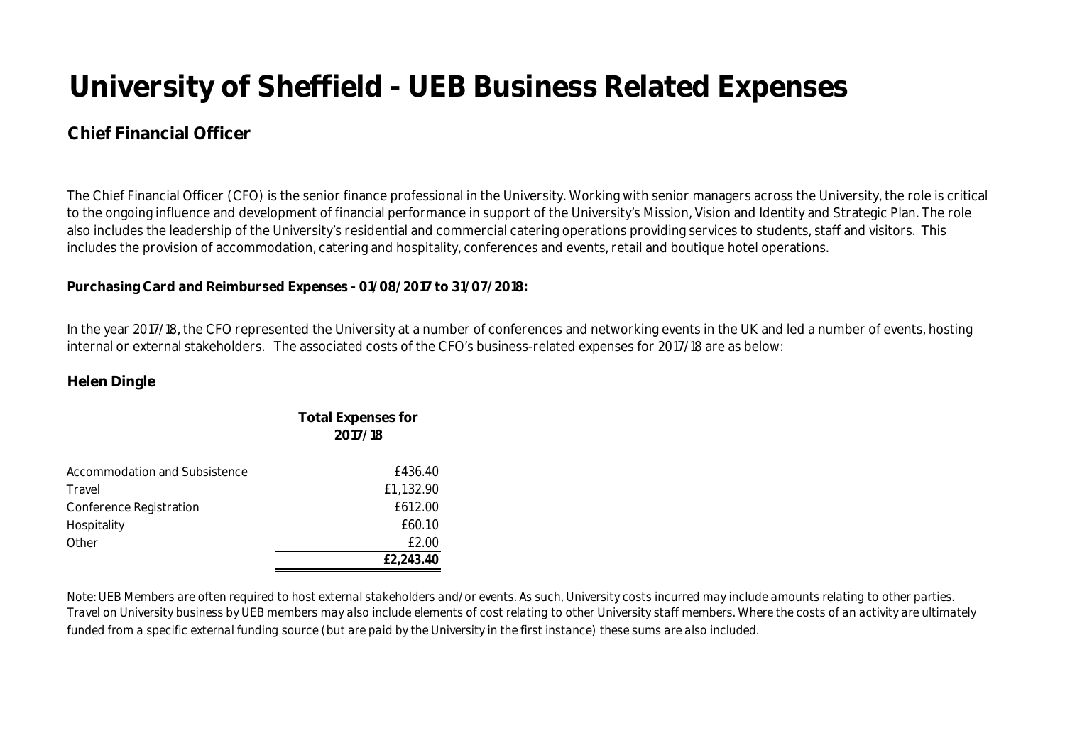# University of Sheffield - UEB Business Related Expenses

## Chief Financial Officer

The Chief Financial Officer (CFO) is the senior finance professional in the University. Working with senior managers across the University, the role is critical to the ongoing influence and development of financial performance in support of the University's Mission, Vision and Identity and Strategic Plan. The role also includes the leadership of the University's residential and commercial catering operations providing services to students, staff and visitors. This includes the provision of accommodation, catering and hospitality, conferences and events, retail and boutique hotel operations.

**Purchasing Card and Reimbursed Expenses - 01/08/2017 to 31/07/2018:**

In the year 2017/18, the CFO represented the University at a number of conferences and networking events in the UK and led a number of events, hosting internal or external stakeholders. The associated costs of the CFO's business-related expenses for 2017/18 are as below:

### Helen Dingle

| | Total Expenses for 2017/18 |
|---|---|
| Accommodation and Subsistence | £436.40 |
| Travel | £1,132.90 |
| Conference Registration | £612.00 |
| Hospitality | £60.10 |
| Other | £2.00 |
| | **£2,243.40** |

*Note: UEB Members are often required to host external stakeholders and/or events. As such, University costs incurred may include amounts relating to other parties. Travel on University business by UEB members may also include elements of cost relating to other University staff members. Where the costs of an activity are ultimately funded from a specific external funding source (but are paid by the University in the first instance) these sums are also included.*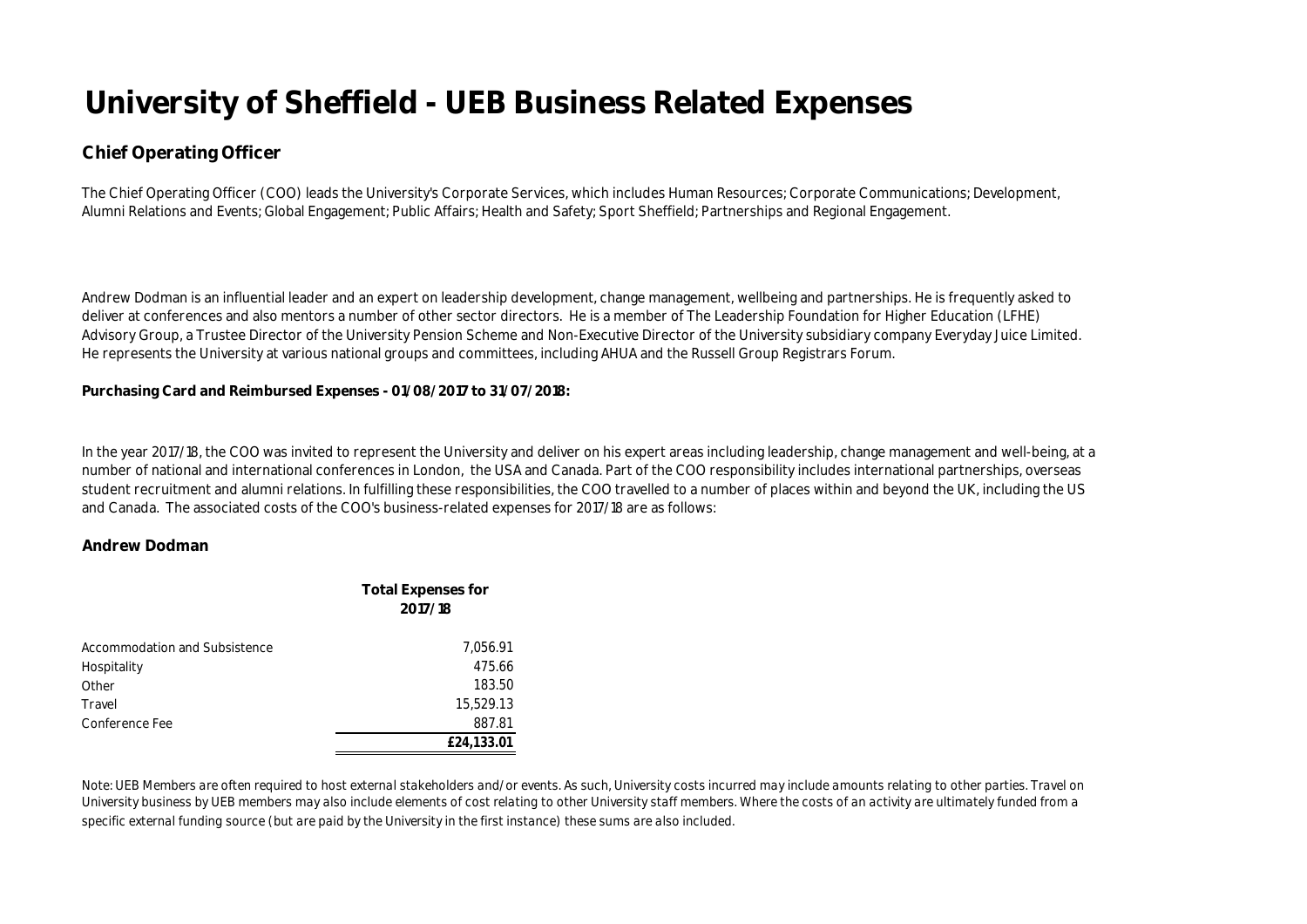# University of Sheffield - UEB Business Related Expenses

## Chief Operating Officer

The Chief Operating Officer (COO) leads the University's Corporate Services, which includes Human Resources; Corporate Communications; Development, Alumni Relations and Events; Global Engagement; Public Affairs; Health and Safety; Sport Sheffield; Partnerships and Regional Engagement.

Andrew Dodman is an influential leader and an expert on leadership development, change management, wellbeing and partnerships. He is frequently asked to deliver at conferences and also mentors a number of other sector directors. He is a member of The Leadership Foundation for Higher Education (LFHE) Advisory Group, a Trustee Director of the University Pension Scheme and Non-Executive Director of the University subsidiary company Everyday Juice Limited. He represents the University at various national groups and committees, including AHUA and the Russell Group Registrars Forum.

**Purchasing Card and Reimbursed Expenses - 01/08/2017 to 31/07/2018:**

In the year 2017/18, the COO was invited to represent the University and deliver on his expert areas including leadership, change management and well-being, at a number of national and international conferences in London, the USA and Canada. Part of the COO responsibility includes international partnerships, overseas student recruitment and alumni relations. In fulfilling these responsibilities, the COO travelled to a number of places within and beyond the UK, including the US and Canada. The associated costs of the COO's business-related expenses for 2017/18 are as follows:

### Andrew Dodman

| | Total Expenses for 2017/18 |
|---|---|
| Accommodation and Subsistence | 7,056.91 |
| Hospitality | 475.66 |
| Other | 183.50 |
| Travel | 15,529.13 |
| Conference Fee | 887.81 |
| | **£24,133.01** |

*Note: UEB Members are often required to host external stakeholders and/or events. As such, University costs incurred may include amounts relating to other parties. Travel on University business by UEB members may also include elements of cost relating to other University staff members. Where the costs of an activity are ultimately funded from a specific external funding source (but are paid by the University in the first instance) these sums are also included.*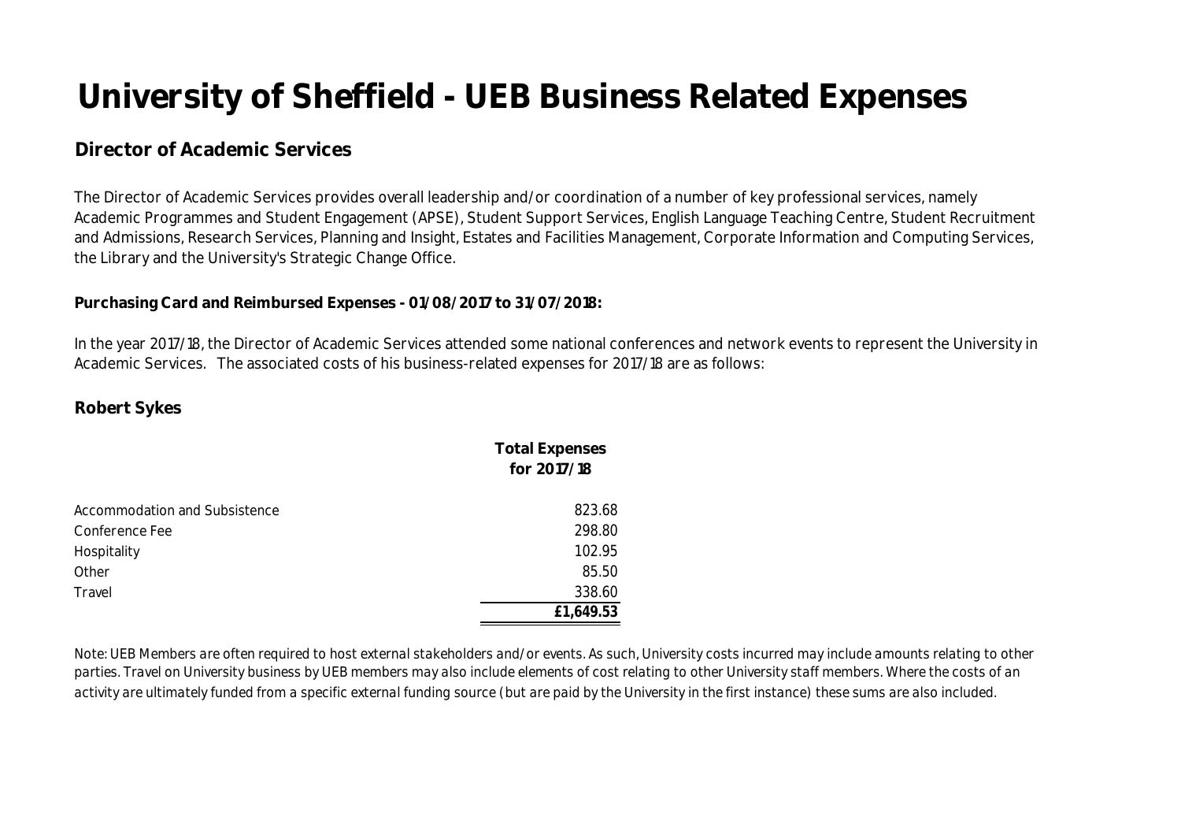# University of Sheffield - UEB Business Related Expenses

## Director of Academic Services

The Director of Academic Services provides overall leadership and/or coordination of a number of key professional services, namely Academic Programmes and Student Engagement (APSE), Student Support Services, English Language Teaching Centre, Student Recruitment and Admissions, Research Services, Planning and Insight, Estates and Facilities Management, Corporate Information and Computing Services, the Library and the University's Strategic Change Office.

**Purchasing Card and Reimbursed Expenses - 01/08/2017 to 31/07/2018:**

In the year 2017/18, the Director of Academic Services attended some national conferences and network events to represent the University in Academic Services. The associated costs of his business-related expenses for 2017/18 are as follows:

**Robert Sykes**

| | Total Expenses for 2017/18 |
|---|---|
| Accommodation and Subsistence | 823.68 |
| Conference Fee | 298.80 |
| Hospitality | 102.95 |
| Other | 85.50 |
| Travel | 338.60 |
| | **£1,649.53** |

*Note: UEB Members are often required to host external stakeholders and/or events. As such, University costs incurred may include amounts relating to other parties. Travel on University business by UEB members may also include elements of cost relating to other University staff members. Where the costs of an activity are ultimately funded from a specific external funding source (but are paid by the University in the first instance) these sums are also included.*